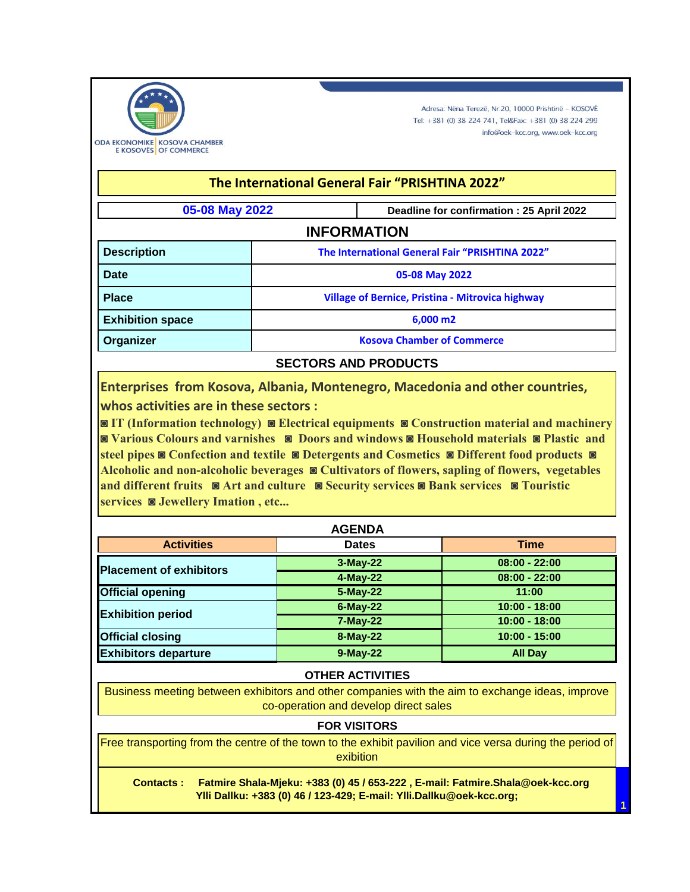ODA EKONOMIKE E KOSOVËS | KOSOVA CHAMBER OF COMMERCE

Adresa: Nëna Terezë, Nr:20, 10000 Prishtinë – KOSOVË
Tel: +381 (0) 38 224 741, Tel&Fax: +381 (0) 38 224 299
info@oek-kcc.org, www.oek-kcc.org

# The International General Fair "PRISHTINA 2022"

| 05-08 May 2022 | Deadline for confirmation : 25 April 2022 |
|---|---|

## INFORMATION

| Description | The International General Fair "PRISHTINA 2022" |
|---|---|
| Date | 05-08 May 2022 |
| Place | Village of Bernice, Pristina - Mitrovica highway |
| Exhibition space | 6,000 m2 |
| Organizer | Kosova Chamber of Commerce |

## SECTORS AND PRODUCTS

**Enterprises from Kosova, Albania, Montenegro, Macedonia and other countries, whos activities are in these sectors :**

**◙ IT (Information technology) ◙ Electrical equipments ◙ Construction material and machinery ◙ Various Colours and varnishes ◙ Doors and windows ◙ Household materials ◙ Plastic and steel pipes ◙ Confection and textile ◙ Detergents and Cosmetics ◙ Different food products ◙ Alcoholic and non-alcoholic beverages ◙ Cultivators of flowers, sapling of flowers, vegetables and different fruits ◙ Art and culture ◙ Security services ◙ Bank services ◙ Touristic services ◙ Jewellery Imation , etc...**

## AGENDA

| Activities | Dates | Time |
|---|---|---|
| Placement of exhibitors | 3-May-22 | 08:00 - 22:00 |
| | 4-May-22 | 08:00 - 22:00 |
| Official opening | 5-May-22 | 11:00 |
| Exhibition period | 6-May-22 | 10:00 - 18:00 |
| | 7-May-22 | 10:00 - 18:00 |
| Official closing | 8-May-22 | 10:00 - 15:00 |
| Exhibitors departure | 9-May-22 | All Day |

## OTHER ACTIVITIES

Business meeting between exhibitors and other companies with the aim to exchange ideas, improve co-operation and develop direct sales

## FOR VISITORS

Free transporting from the centre of the town to the exhibit pavilion and vice versa during the period of exibition

**Contacts : Fatmire Shala-Mjeku: +383 (0) 45 / 653-222 , E-mail: Fatmire.Shala@oek-kcc.org**
**Ylli Dallku: +383 (0) 46 / 123-429; E-mail: Ylli.Dallku@oek-kcc.org;**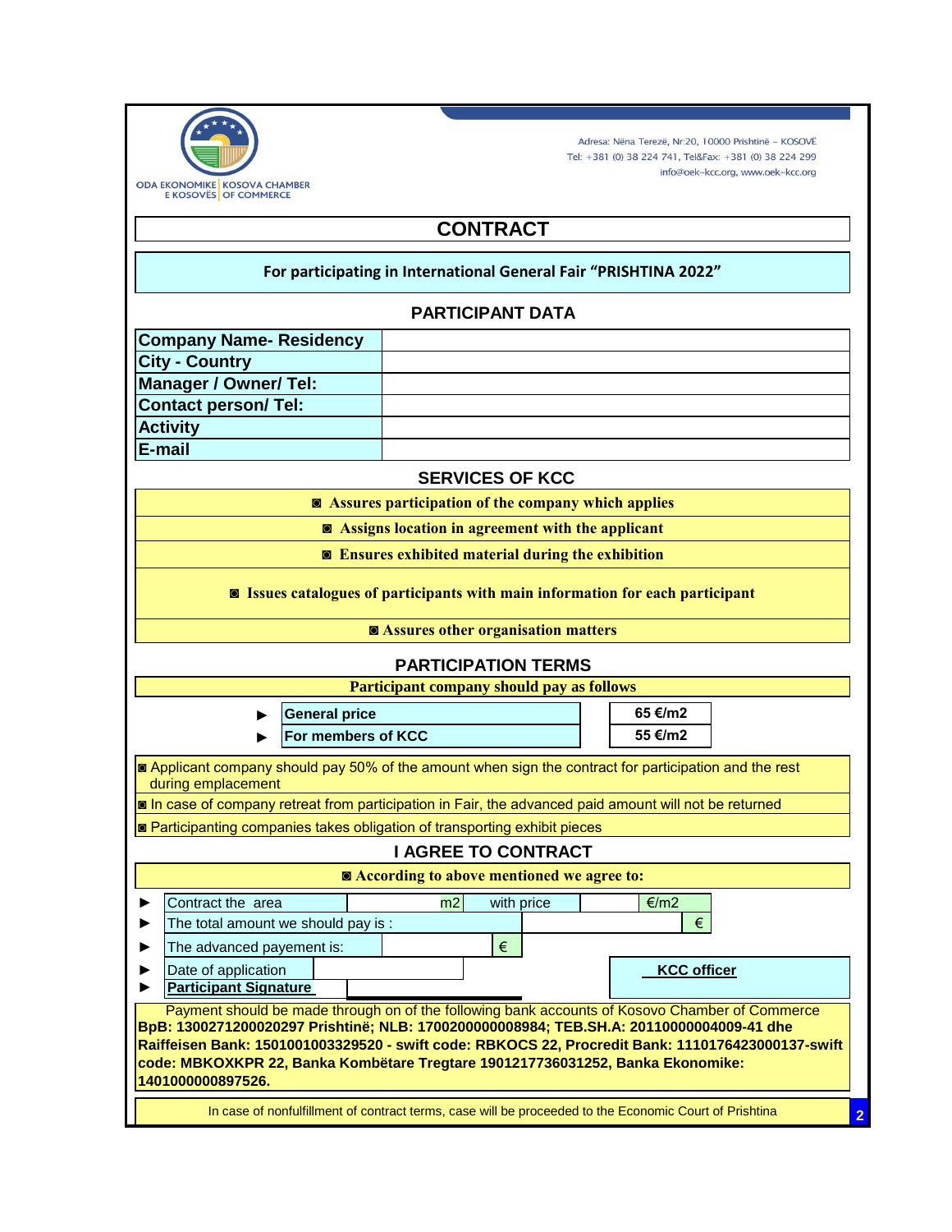ODA EKONOMIKE E KOSOVËS | KOSOVA CHAMBER OF COMMERCE

Adresa: Nëna Terezë, Nr:20, 10000 Prishtinë – KOSOVË
Tel: +381 (0) 38 224 741, Tel&Fax: +381 (0) 38 224 299
info@oek-kcc.org, www.oek-kcc.org

# CONTRACT

**For participating in International General Fair "PRISHTINA 2022"**

## PARTICIPANT DATA

| | |
|---|---|
| **Company Name- Residency** | |
| **City - Country** | |
| **Manager / Owner/ Tel:** | |
| **Contact person/ Tel:** | |
| **Activity** | |
| **E-mail** | |

## SERVICES OF KCC

- **Assures participation of the company which applies**
- **Assigns location in agreement with the applicant**
- **Ensures exhibited material during the exhibition**
- **Issues catalogues of participants with main information for each participant**
- **Assures other organisation matters**

## PARTICIPATION TERMS

**Participant company should pay as follows**

| | |
|---|---|
| ► **General price** | **65 €/m2** |
| ► **For members of KCC** | **55 €/m2** |

- Applicant company should pay 50% of the amount when sign the contract for participation and the rest during emplacement
- In case of company retreat from participation in Fair, the advanced paid amount will not be returned
- Participanting companies takes obligation of transporting exhibit pieces

## I AGREE TO CONTRACT

**According to above mentioned we agree to:**

- ► Contract the area ______ m2 with price ______ €/m2
- ► The total amount we should pay is : ______ €
- ► The advanced pavement is: ______ €
- ► Date of application ______
- ► **Participant Signature** ______

**KCC officer**

Payment should be made through on of the following bank accounts of Kosovo Chamber of Commerce
**BpB: 1300271200020297 Prishtinë; NLB: 1700200000008984; TEB.SH.A: 20110000004009-41 dhe Raiffeisen Bank: 1501001003329520 - swift code: RBKOCS 22, Procredit Bank: 1110176423000137-swift code: MBKOXKPR 22, Banka Kombëtare Tregtare 1901217736031252, Banka Ekonomike: 1401000000897526.**

In case of nonfulfillment of contract terms, case will be proceeded to the Economic Court of Prishtina